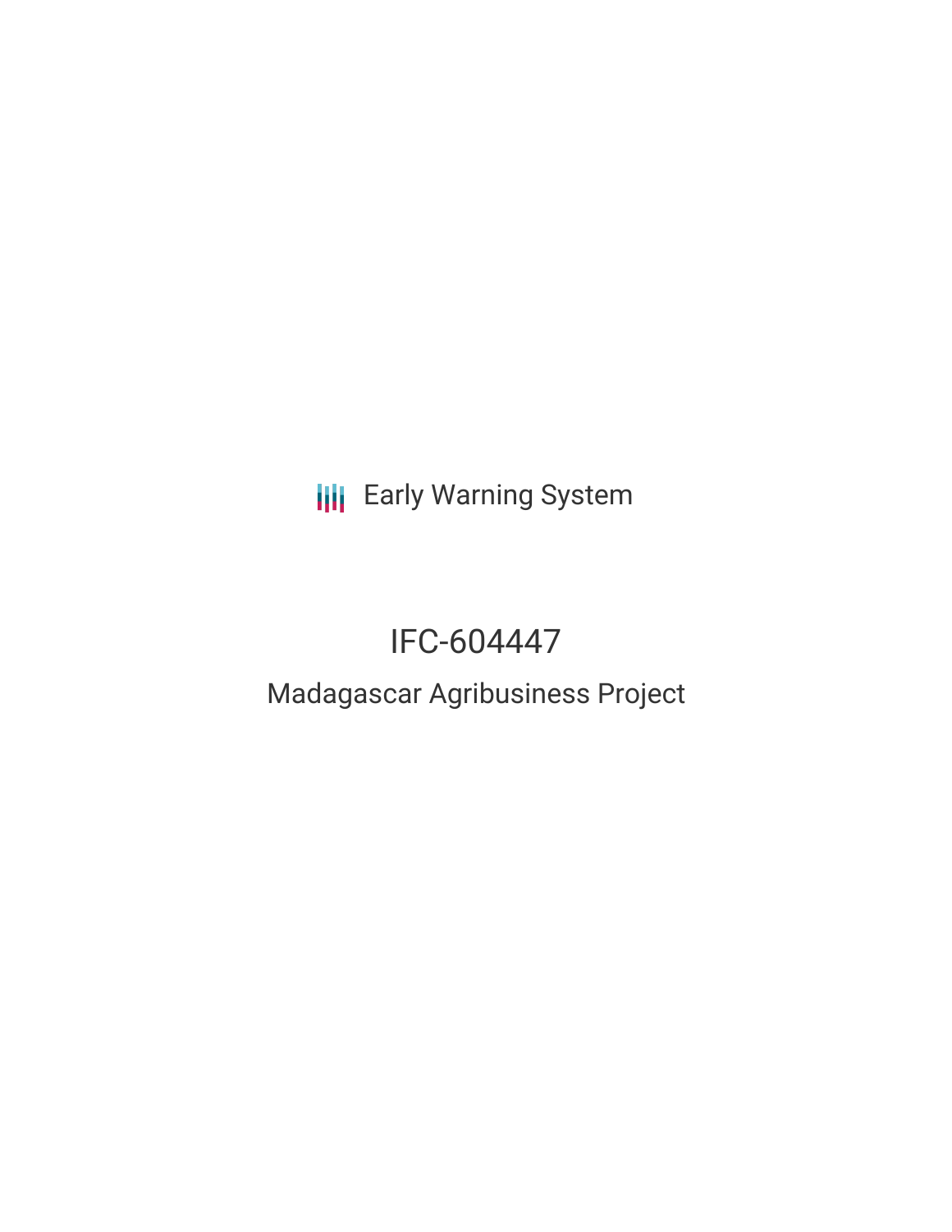Early Warning System

# IFC-604447

## Madagascar Agribusiness Project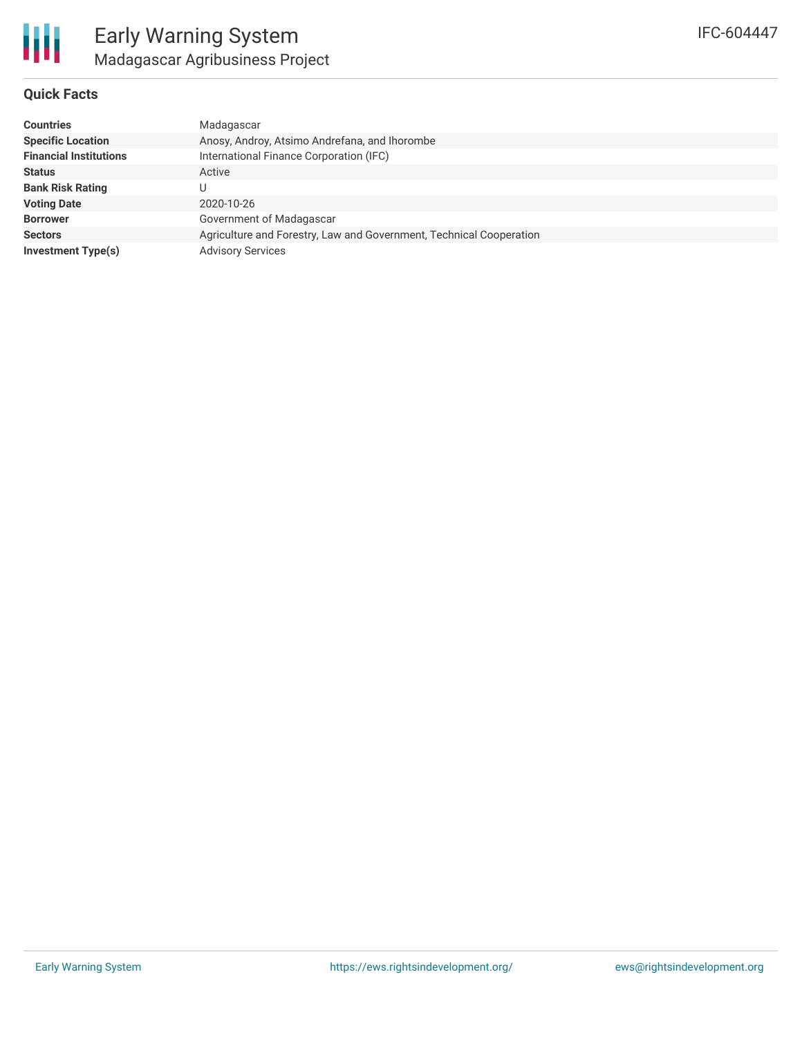# Early Warning System

## Madagascar Agribusiness Project

IFC-604447

### Quick Facts

| | |
|---|---|
| **Countries** | Madagascar |
| **Specific Location** | Anosy, Androy, Atsimo Andrefana, and Ihorombe |
| **Financial Institutions** | International Finance Corporation (IFC) |
| **Status** | Active |
| **Bank Risk Rating** | U |
| **Voting Date** | 2020-10-26 |
| **Borrower** | Government of Madagascar |
| **Sectors** | Agriculture and Forestry, Law and Government, Technical Cooperation |
| **Investment Type(s)** | Advisory Services |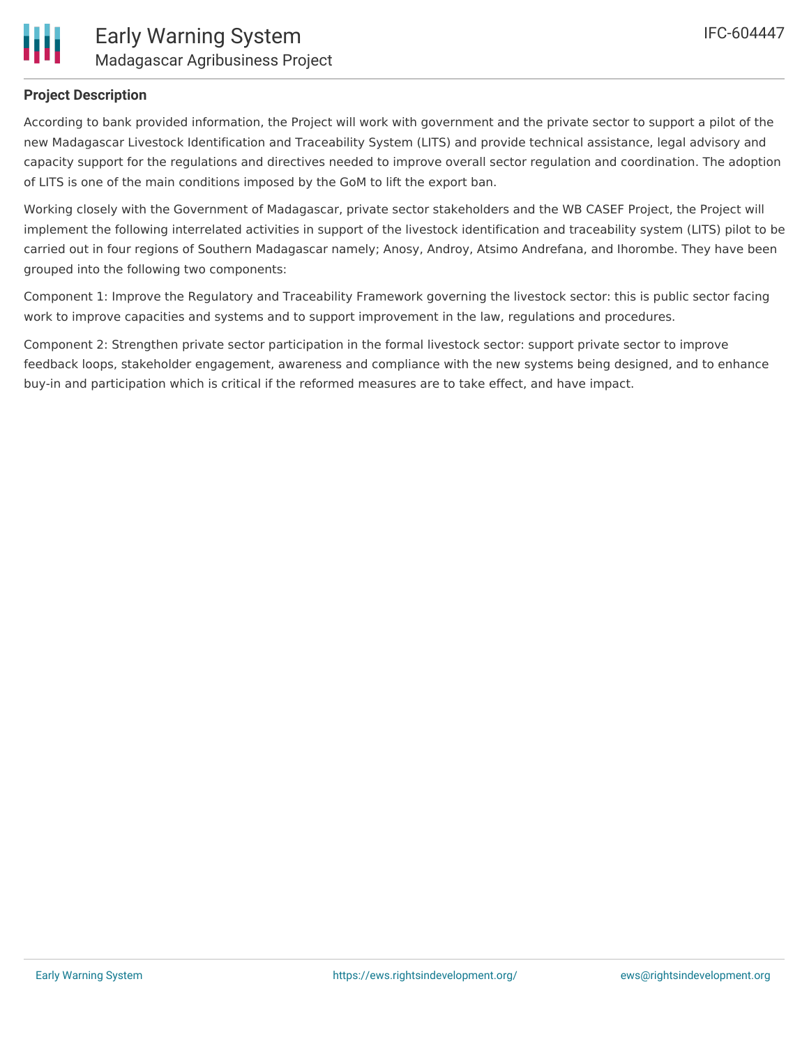## Project Description

According to bank provided information, the Project will work with government and the private sector to support a pilot of the new Madagascar Livestock Identification and Traceability System (LITS) and provide technical assistance, legal advisory and capacity support for the regulations and directives needed to improve overall sector regulation and coordination. The adoption of LITS is one of the main conditions imposed by the GoM to lift the export ban.

Working closely with the Government of Madagascar, private sector stakeholders and the WB CASEF Project, the Project will implement the following interrelated activities in support of the livestock identification and traceability system (LITS) pilot to be carried out in four regions of Southern Madagascar namely; Anosy, Androy, Atsimo Andrefana, and Ihorombe. They have been grouped into the following two components:

Component 1: Improve the Regulatory and Traceability Framework governing the livestock sector: this is public sector facing work to improve capacities and systems and to support improvement in the law, regulations and procedures.

Component 2: Strengthen private sector participation in the formal livestock sector: support private sector to improve feedback loops, stakeholder engagement, awareness and compliance with the new systems being designed, and to enhance buy-in and participation which is critical if the reformed measures are to take effect, and have impact.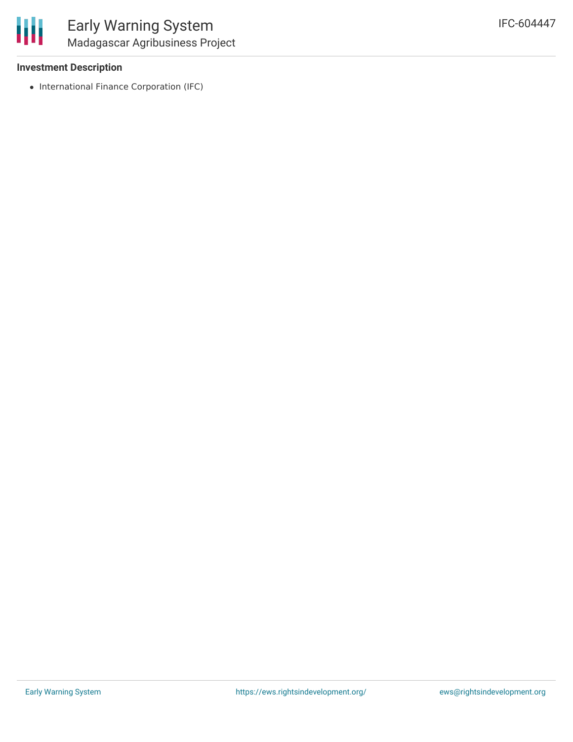**Investment Description**

- International Finance Corporation (IFC)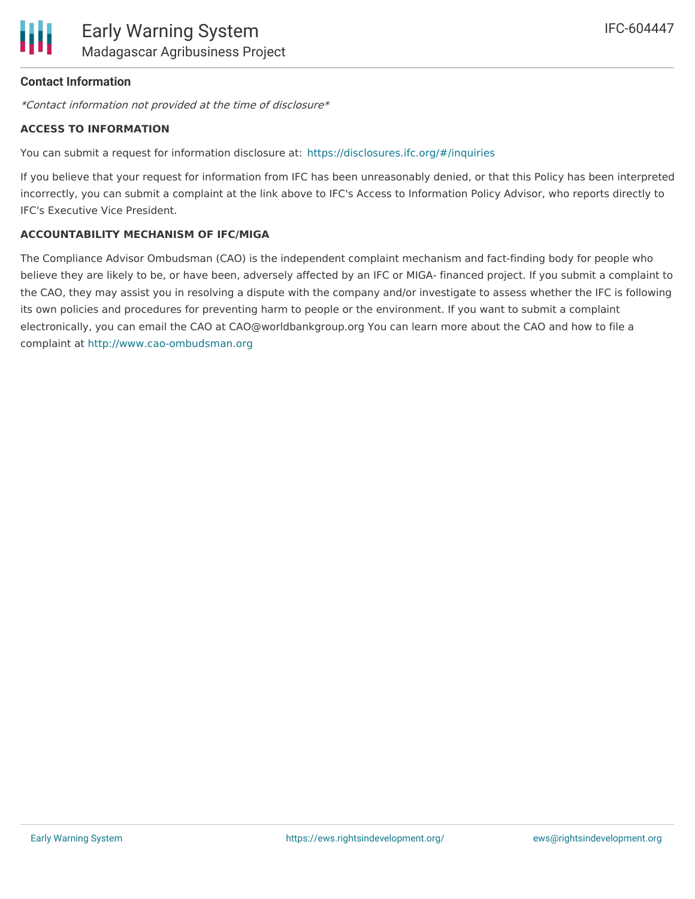**Contact Information**

*\*Contact information not provided at the time of disclosure\**

**ACCESS TO INFORMATION**

You can submit a request for information disclosure at: https://disclosures.ifc.org/#/inquiries

If you believe that your request for information from IFC has been unreasonably denied, or that this Policy has been interpreted incorrectly, you can submit a complaint at the link above to IFC's Access to Information Policy Advisor, who reports directly to IFC's Executive Vice President.

**ACCOUNTABILITY MECHANISM OF IFC/MIGA**

The Compliance Advisor Ombudsman (CAO) is the independent complaint mechanism and fact-finding body for people who believe they are likely to be, or have been, adversely affected by an IFC or MIGA- financed project. If you submit a complaint to the CAO, they may assist you in resolving a dispute with the company and/or investigate to assess whether the IFC is following its own policies and procedures for preventing harm to people or the environment. If you want to submit a complaint electronically, you can email the CAO at CAO@worldbankgroup.org You can learn more about the CAO and how to file a complaint at http://www.cao-ombudsman.org